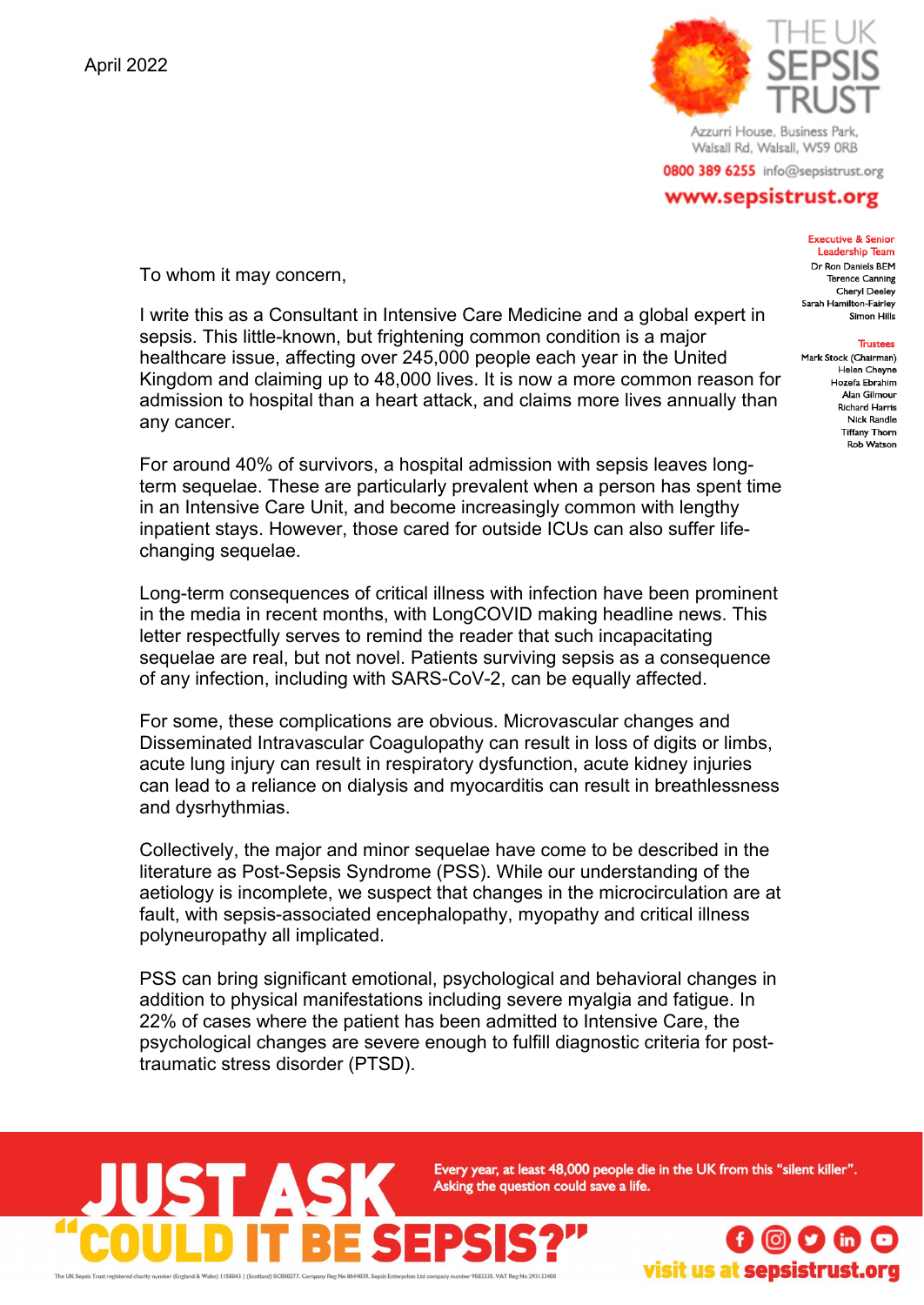April 2022

THE UK SEPSIS TRUST

Azzurri House, Business Park, Walsall Rd, Walsall, WS9 0RB

0800 389 6255 info@sepsistrust.org

www.sepsistrust.org

**Executive & Senior Leadership Team**
Dr Ron Daniels BEM
Terence Canning
Cheryl Deeley
Sarah Hamilton-Fairley
Simon Hills

**Trustees**
Mark Stock (Chairman)
Helen Cheyne
Hozefa Ebrahim
Alan Gilmour
Richard Harris
Nick Randle
Tiffany Thorn
Rob Watson

To whom it may concern,

I write this as a Consultant in Intensive Care Medicine and a global expert in sepsis. This little-known, but frightening common condition is a major healthcare issue, affecting over 245,000 people each year in the United Kingdom and claiming up to 48,000 lives. It is now a more common reason for admission to hospital than a heart attack, and claims more lives annually than any cancer.

For around 40% of survivors, a hospital admission with sepsis leaves long-term sequelae. These are particularly prevalent when a person has spent time in an Intensive Care Unit, and become increasingly common with lengthy inpatient stays. However, those cared for outside ICUs can also suffer life-changing sequelae.

Long-term consequences of critical illness with infection have been prominent in the media in recent months, with LongCOVID making headline news. This letter respectfully serves to remind the reader that such incapacitating sequelae are real, but not novel. Patients surviving sepsis as a consequence of any infection, including with SARS-CoV-2, can be equally affected.

For some, these complications are obvious. Microvascular changes and Disseminated Intravascular Coagulopathy can result in loss of digits or limbs, acute lung injury can result in respiratory dysfunction, acute kidney injuries can lead to a reliance on dialysis and myocarditis can result in breathlessness and dysrhythmias.

Collectively, the major and minor sequelae have come to be described in the literature as Post-Sepsis Syndrome (PSS). While our understanding of the aetiology is incomplete, we suspect that changes in the microcirculation are at fault, with sepsis-associated encephalopathy, myopathy and critical illness polyneuropathy all implicated.

PSS can bring significant emotional, psychological and behavioral changes in addition to physical manifestations including severe myalgia and fatigue. In 22% of cases where the patient has been admitted to Intensive Care, the psychological changes are severe enough to fulfill diagnostic criteria for post-traumatic stress disorder (PTSD).

JUST ASK "COULD IT BE SEPSIS?"

Every year, at least 48,000 people die in the UK from this "silent killer". Asking the question could save a life.

visit us at sepsistrust.org

The UK Sepsis Trust registered charity number (England & Wales) 1158843 | (Scotland) SC050277. Company Reg No 8644039. Sepsis Enterprises Ltd company number 9583335. VAT Reg No 293133408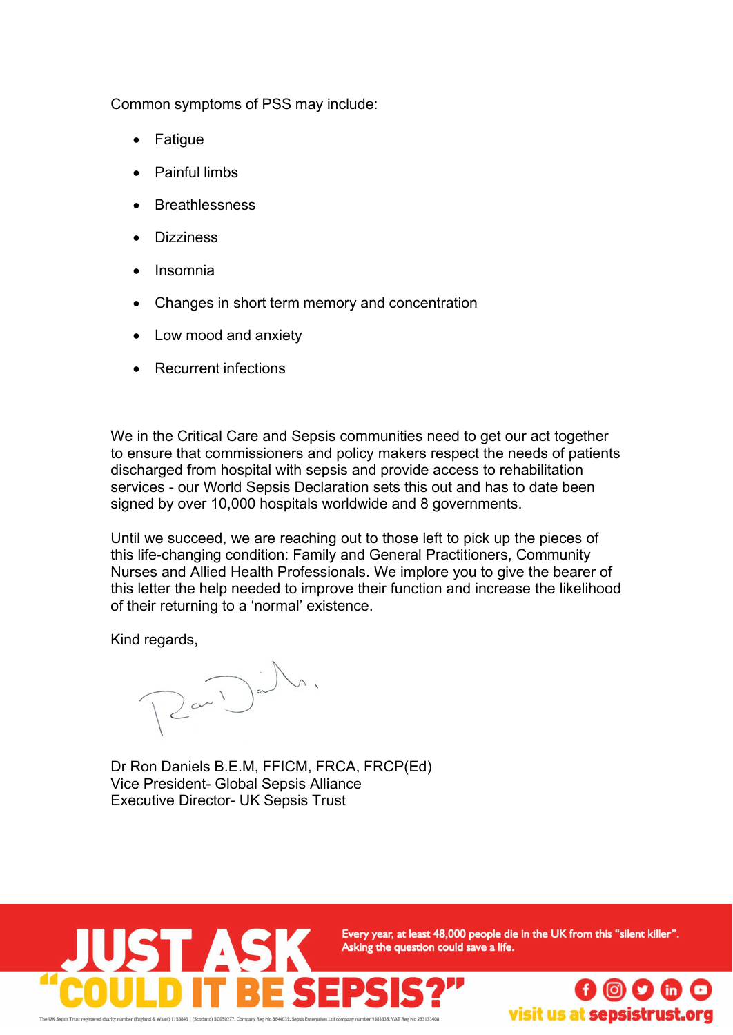Common symptoms of PSS may include:

- Fatigue
- Painful limbs
- Breathlessness
- Dizziness
- Insomnia
- Changes in short term memory and concentration
- Low mood and anxiety
- Recurrent infections

We in the Critical Care and Sepsis communities need to get our act together to ensure that commissioners and policy makers respect the needs of patients discharged from hospital with sepsis and provide access to rehabilitation services - our World Sepsis Declaration sets this out and has to date been signed by over 10,000 hospitals worldwide and 8 governments.

Until we succeed, we are reaching out to those left to pick up the pieces of this life-changing condition: Family and General Practitioners, Community Nurses and Allied Health Professionals. We implore you to give the bearer of this letter the help needed to improve their function and increase the likelihood of their returning to a 'normal' existence.

Kind regards,

Dr Ron Daniels B.E.M, FFICM, FRCA, FRCP(Ed)
Vice President- Global Sepsis Alliance
Executive Director- UK Sepsis Trust

JUST ASK "COULD IT BE SEPSIS?"

Every year, at least 48,000 people die in the UK from this "silent killer". Asking the question could save a life.

visit us at sepsistrust.org

The UK Sepsis Trust registered charity number (England & Wales) 1158843 | (Scotland) SC050277. Company Reg No 8644039. Sepsis Enterprises Ltd company number 9583335. VAT Reg No 293133408